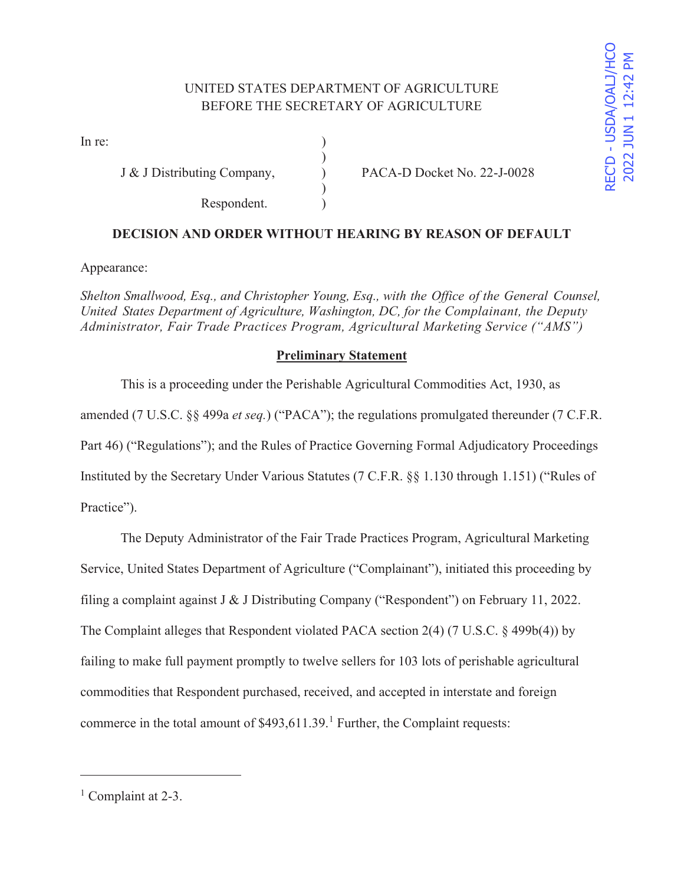UNITED STATES DEPARTMENT OF AGRICULTURE
BEFORE THE SECRETARY OF AGRICULTURE

REC'D - USDA/OALJ/HCO 2022 JUN 1 12:42 PM

In re:

J & J Distributing Company, ) PACA-D Docket No. 22-J-0028

Respondent.

**DECISION AND ORDER WITHOUT HEARING BY REASON OF DEFAULT**

Appearance:

*Shelton Smallwood, Esq., and Christopher Young, Esq., with the Office of the General Counsel, United States Department of Agriculture, Washington, DC, for the Complainant, the Deputy Administrator, Fair Trade Practices Program, Agricultural Marketing Service ("AMS")*

## Preliminary Statement

This is a proceeding under the Perishable Agricultural Commodities Act, 1930, as amended (7 U.S.C. §§ 499a *et seq.*) ("PACA"); the regulations promulgated thereunder (7 C.F.R. Part 46) ("Regulations"); and the Rules of Practice Governing Formal Adjudicatory Proceedings Instituted by the Secretary Under Various Statutes (7 C.F.R. §§ 1.130 through 1.151) ("Rules of Practice").

The Deputy Administrator of the Fair Trade Practices Program, Agricultural Marketing Service, United States Department of Agriculture ("Complainant"), initiated this proceeding by filing a complaint against J & J Distributing Company ("Respondent") on February 11, 2022. The Complaint alleges that Respondent violated PACA section 2(4) (7 U.S.C. § 499b(4)) by failing to make full payment promptly to twelve sellers for 103 lots of perishable agricultural commodities that Respondent purchased, received, and accepted in interstate and foreign commerce in the total amount of $493,611.39.[1] Further, the Complaint requests:

[1] Complaint at 2-3.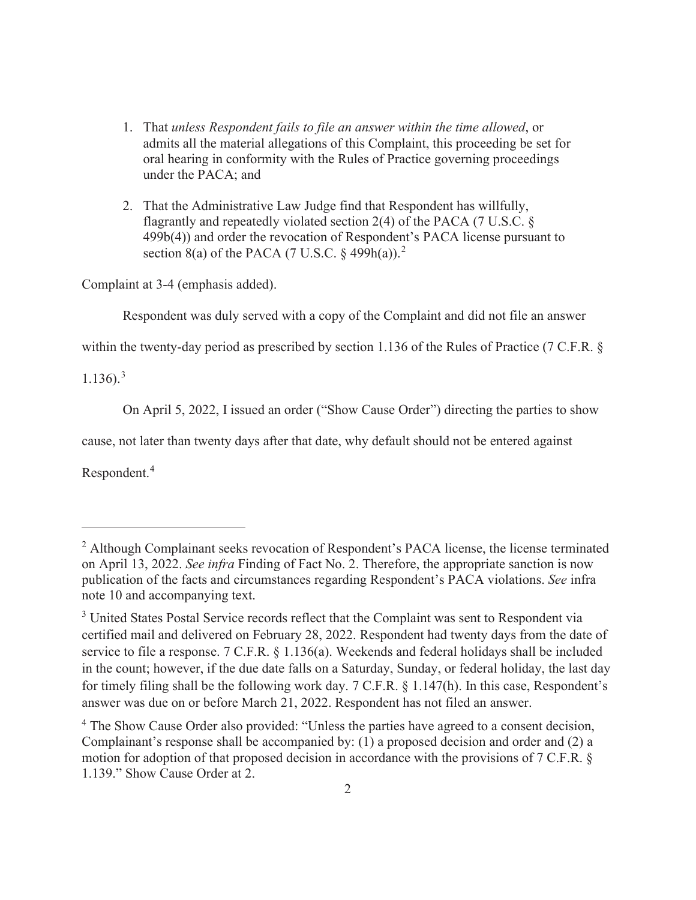1. That *unless Respondent fails to file an answer within the time allowed*, or admits all the material allegations of this Complaint, this proceeding be set for oral hearing in conformity with the Rules of Practice governing proceedings under the PACA; and

2. That the Administrative Law Judge find that Respondent has willfully, flagrantly and repeatedly violated section 2(4) of the PACA (7 U.S.C. § 499b(4)) and order the revocation of Respondent's PACA license pursuant to section 8(a) of the PACA (7 U.S.C. § 499h(a)).[2]

Complaint at 3-4 (emphasis added).

Respondent was duly served with a copy of the Complaint and did not file an answer within the twenty-day period as prescribed by section 1.136 of the Rules of Practice (7 C.F.R. § 1.136).[3]

On April 5, 2022, I issued an order ("Show Cause Order") directing the parties to show cause, not later than twenty days after that date, why default should not be entered against Respondent.[4]

---

[2] Although Complainant seeks revocation of Respondent's PACA license, the license terminated on April 13, 2022. *See infra* Finding of Fact No. 2. Therefore, the appropriate sanction is now publication of the facts and circumstances regarding Respondent's PACA violations. *See* infra note 10 and accompanying text.

[3] United States Postal Service records reflect that the Complaint was sent to Respondent via certified mail and delivered on February 28, 2022. Respondent had twenty days from the date of service to file a response. 7 C.F.R. § 1.136(a). Weekends and federal holidays shall be included in the count; however, if the due date falls on a Saturday, Sunday, or federal holiday, the last day for timely filing shall be the following work day. 7 C.F.R. § 1.147(h). In this case, Respondent's answer was due on or before March 21, 2022. Respondent has not filed an answer.

[4] The Show Cause Order also provided: "Unless the parties have agreed to a consent decision, Complainant's response shall be accompanied by: (1) a proposed decision and order and (2) a motion for adoption of that proposed decision in accordance with the provisions of 7 C.F.R. § 1.139." Show Cause Order at 2.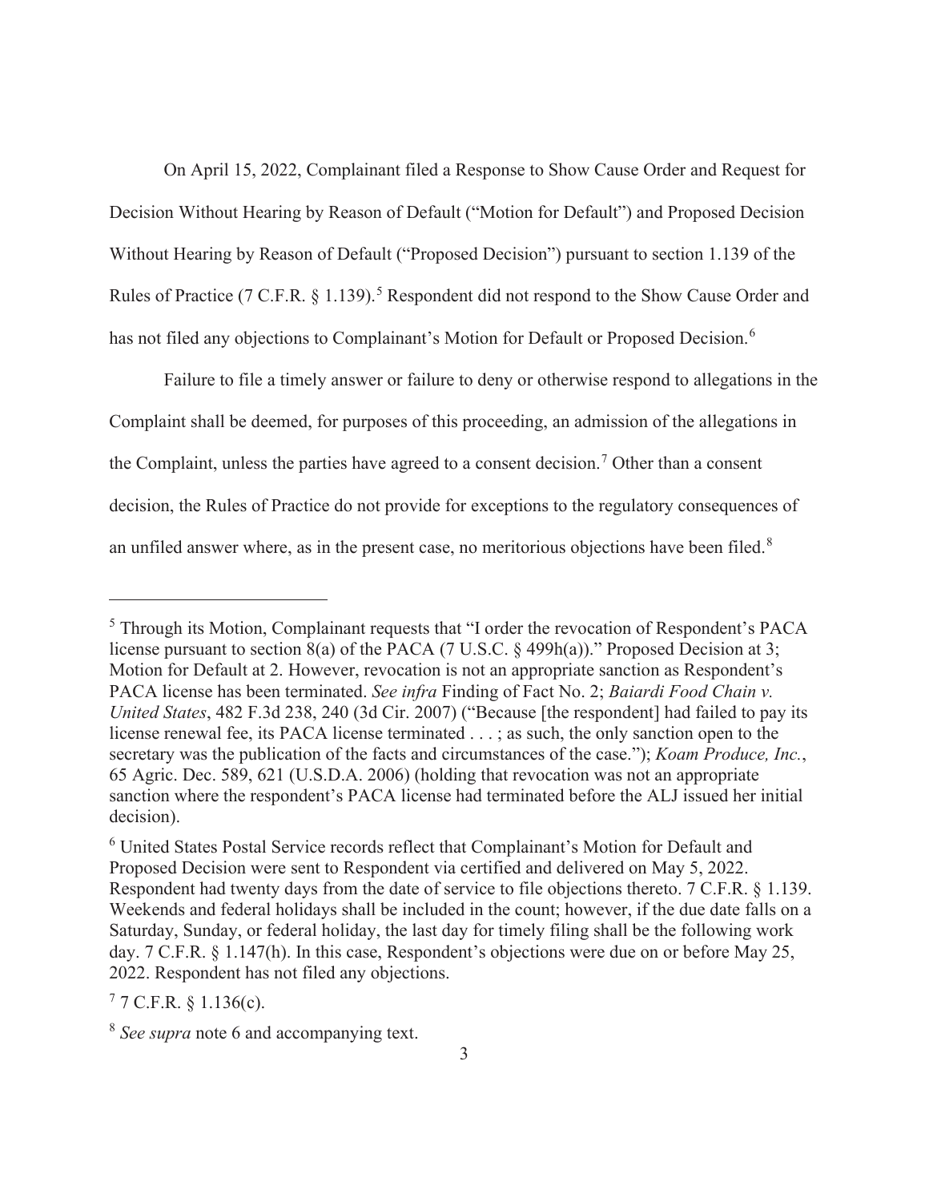On April 15, 2022, Complainant filed a Response to Show Cause Order and Request for Decision Without Hearing by Reason of Default ("Motion for Default") and Proposed Decision Without Hearing by Reason of Default ("Proposed Decision") pursuant to section 1.139 of the Rules of Practice (7 C.F.R. § 1.139).[5] Respondent did not respond to the Show Cause Order and has not filed any objections to Complainant's Motion for Default or Proposed Decision.[6]

Failure to file a timely answer or failure to deny or otherwise respond to allegations in the Complaint shall be deemed, for purposes of this proceeding, an admission of the allegations in the Complaint, unless the parties have agreed to a consent decision.[7] Other than a consent decision, the Rules of Practice do not provide for exceptions to the regulatory consequences of an unfiled answer where, as in the present case, no meritorious objections have been filed.[8]

---

[5] Through its Motion, Complainant requests that "I order the revocation of Respondent's PACA license pursuant to section 8(a) of the PACA (7 U.S.C. § 499h(a))." Proposed Decision at 3; Motion for Default at 2. However, revocation is not an appropriate sanction as Respondent's PACA license has been terminated. *See infra* Finding of Fact No. 2; *Baiardi Food Chain v. United States*, 482 F.3d 238, 240 (3d Cir. 2007) ("Because [the respondent] had failed to pay its license renewal fee, its PACA license terminated . . . ; as such, the only sanction open to the secretary was the publication of the facts and circumstances of the case."); *Koam Produce, Inc.*, 65 Agric. Dec. 589, 621 (U.S.D.A. 2006) (holding that revocation was not an appropriate sanction where the respondent's PACA license had terminated before the ALJ issued her initial decision).

[6] United States Postal Service records reflect that Complainant's Motion for Default and Proposed Decision were sent to Respondent via certified and delivered on May 5, 2022. Respondent had twenty days from the date of service to file objections thereto. 7 C.F.R. § 1.139. Weekends and federal holidays shall be included in the count; however, if the due date falls on a Saturday, Sunday, or federal holiday, the last day for timely filing shall be the following work day. 7 C.F.R. § 1.147(h). In this case, Respondent's objections were due on or before May 25, 2022. Respondent has not filed any objections.

[7] 7 C.F.R. § 1.136(c).

[8] *See supra* note 6 and accompanying text.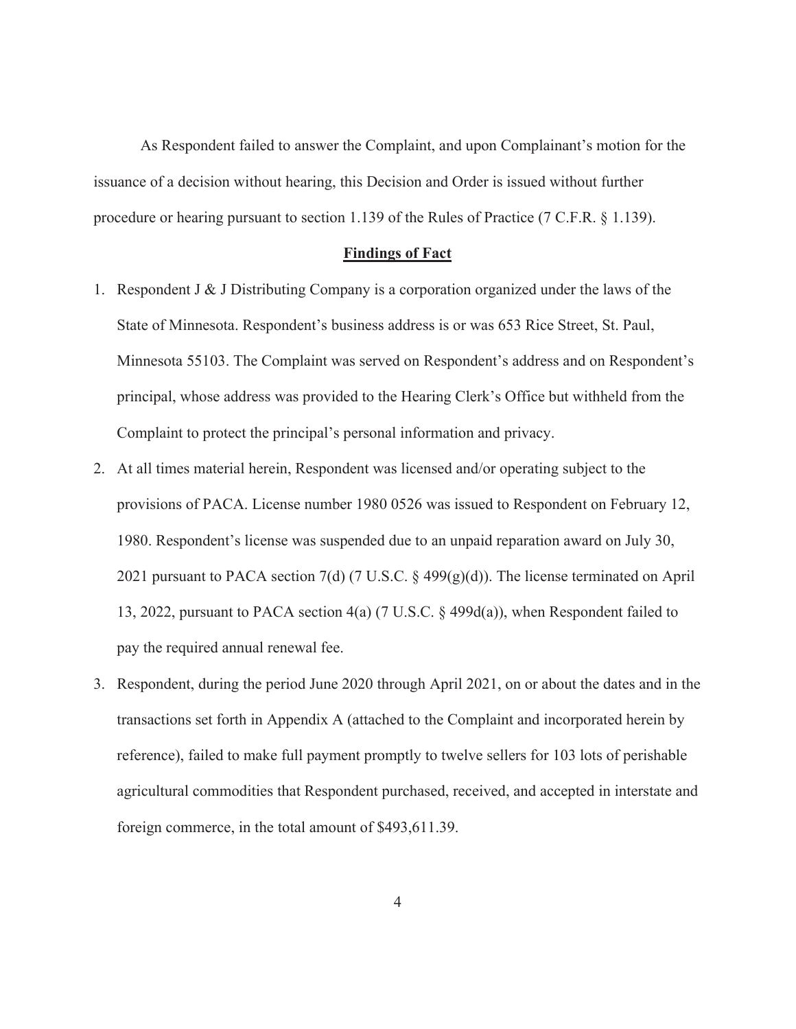As Respondent failed to answer the Complaint, and upon Complainant's motion for the issuance of a decision without hearing, this Decision and Order is issued without further procedure or hearing pursuant to section 1.139 of the Rules of Practice (7 C.F.R. § 1.139).

## Findings of Fact

1. Respondent J & J Distributing Company is a corporation organized under the laws of the State of Minnesota. Respondent's business address is or was 653 Rice Street, St. Paul, Minnesota 55103. The Complaint was served on Respondent's address and on Respondent's principal, whose address was provided to the Hearing Clerk's Office but withheld from the Complaint to protect the principal's personal information and privacy.
2. At all times material herein, Respondent was licensed and/or operating subject to the provisions of PACA. License number 1980 0526 was issued to Respondent on February 12, 1980. Respondent's license was suspended due to an unpaid reparation award on July 30, 2021 pursuant to PACA section 7(d) (7 U.S.C. § 499(g)(d)). The license terminated on April 13, 2022, pursuant to PACA section 4(a) (7 U.S.C. § 499d(a)), when Respondent failed to pay the required annual renewal fee.
3. Respondent, during the period June 2020 through April 2021, on or about the dates and in the transactions set forth in Appendix A (attached to the Complaint and incorporated herein by reference), failed to make full payment promptly to twelve sellers for 103 lots of perishable agricultural commodities that Respondent purchased, received, and accepted in interstate and foreign commerce, in the total amount of $493,611.39.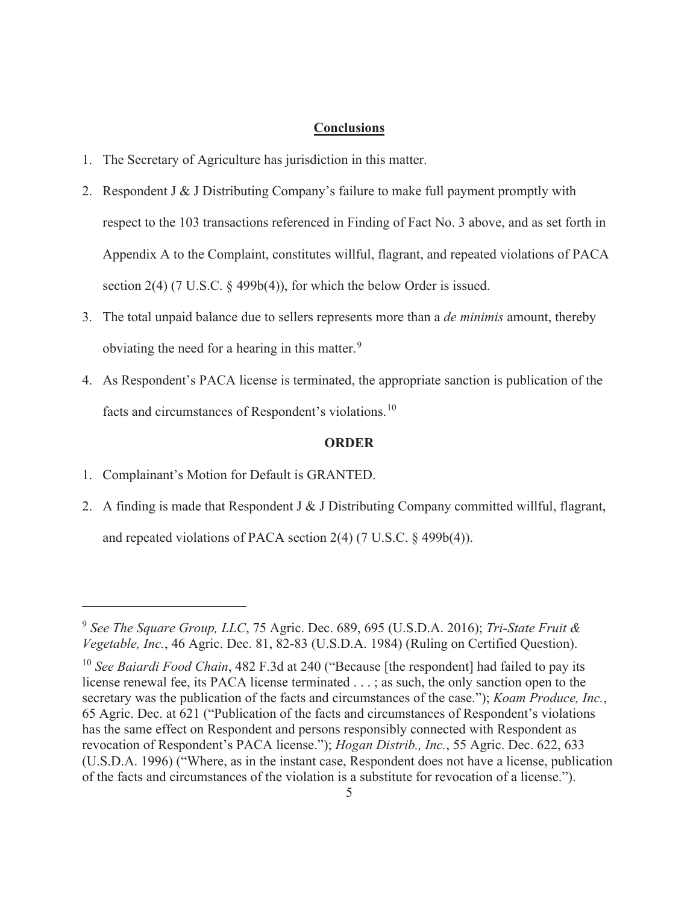## Conclusions

1. The Secretary of Agriculture has jurisdiction in this matter.
2. Respondent J & J Distributing Company's failure to make full payment promptly with respect to the 103 transactions referenced in Finding of Fact No. 3 above, and as set forth in Appendix A to the Complaint, constitutes willful, flagrant, and repeated violations of PACA section 2(4) (7 U.S.C. § 499b(4)), for which the below Order is issued.
3. The total unpaid balance due to sellers represents more than a *de minimis* amount, thereby obviating the need for a hearing in this matter.[9]
4. As Respondent's PACA license is terminated, the appropriate sanction is publication of the facts and circumstances of Respondent's violations.[10]

## ORDER

1. Complainant's Motion for Default is GRANTED.
2. A finding is made that Respondent J & J Distributing Company committed willful, flagrant, and repeated violations of PACA section 2(4) (7 U.S.C. § 499b(4)).

---

[9] *See The Square Group, LLC*, 75 Agric. Dec. 689, 695 (U.S.D.A. 2016); *Tri-State Fruit & Vegetable, Inc.*, 46 Agric. Dec. 81, 82-83 (U.S.D.A. 1984) (Ruling on Certified Question).

[10] *See Baiardi Food Chain*, 482 F.3d at 240 ("Because [the respondent] had failed to pay its license renewal fee, its PACA license terminated . . . ; as such, the only sanction open to the secretary was the publication of the facts and circumstances of the case."); *Koam Produce, Inc.*, 65 Agric. Dec. at 621 ("Publication of the facts and circumstances of Respondent's violations has the same effect on Respondent and persons responsibly connected with Respondent as revocation of Respondent's PACA license."); *Hogan Distrib., Inc.*, 55 Agric. Dec. 622, 633 (U.S.D.A. 1996) ("Where, as in the instant case, Respondent does not have a license, publication of the facts and circumstances of the violation is a substitute for revocation of a license.").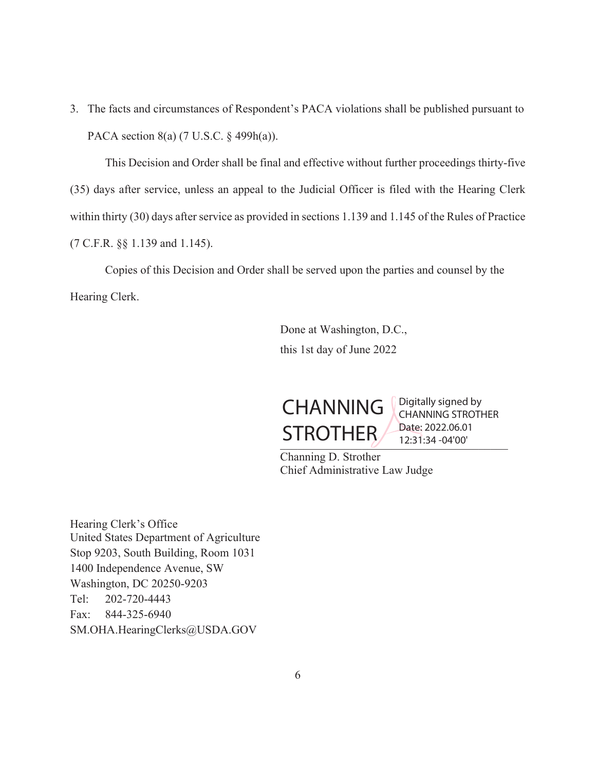3. The facts and circumstances of Respondent's PACA violations shall be published pursuant to PACA section 8(a) (7 U.S.C. § 499h(a)).

This Decision and Order shall be final and effective without further proceedings thirty-five (35) days after service, unless an appeal to the Judicial Officer is filed with the Hearing Clerk within thirty (30) days after service as provided in sections 1.139 and 1.145 of the Rules of Practice (7 C.F.R. §§ 1.139 and 1.145).

Copies of this Decision and Order shall be served upon the parties and counsel by the Hearing Clerk.

Done at Washington, D.C.,
this 1st day of June 2022

CHANNING STROTHER
Digitally signed by CHANNING STROTHER
Date: 2022.06.01 12:31:34 -04'00'

Channing D. Strother
Chief Administrative Law Judge

Hearing Clerk's Office
United States Department of Agriculture
Stop 9203, South Building, Room 1031
1400 Independence Avenue, SW
Washington, DC 20250-9203
Tel: 202-720-4443
Fax: 844-325-6940
SM.OHA.HearingClerks@USDA.GOV